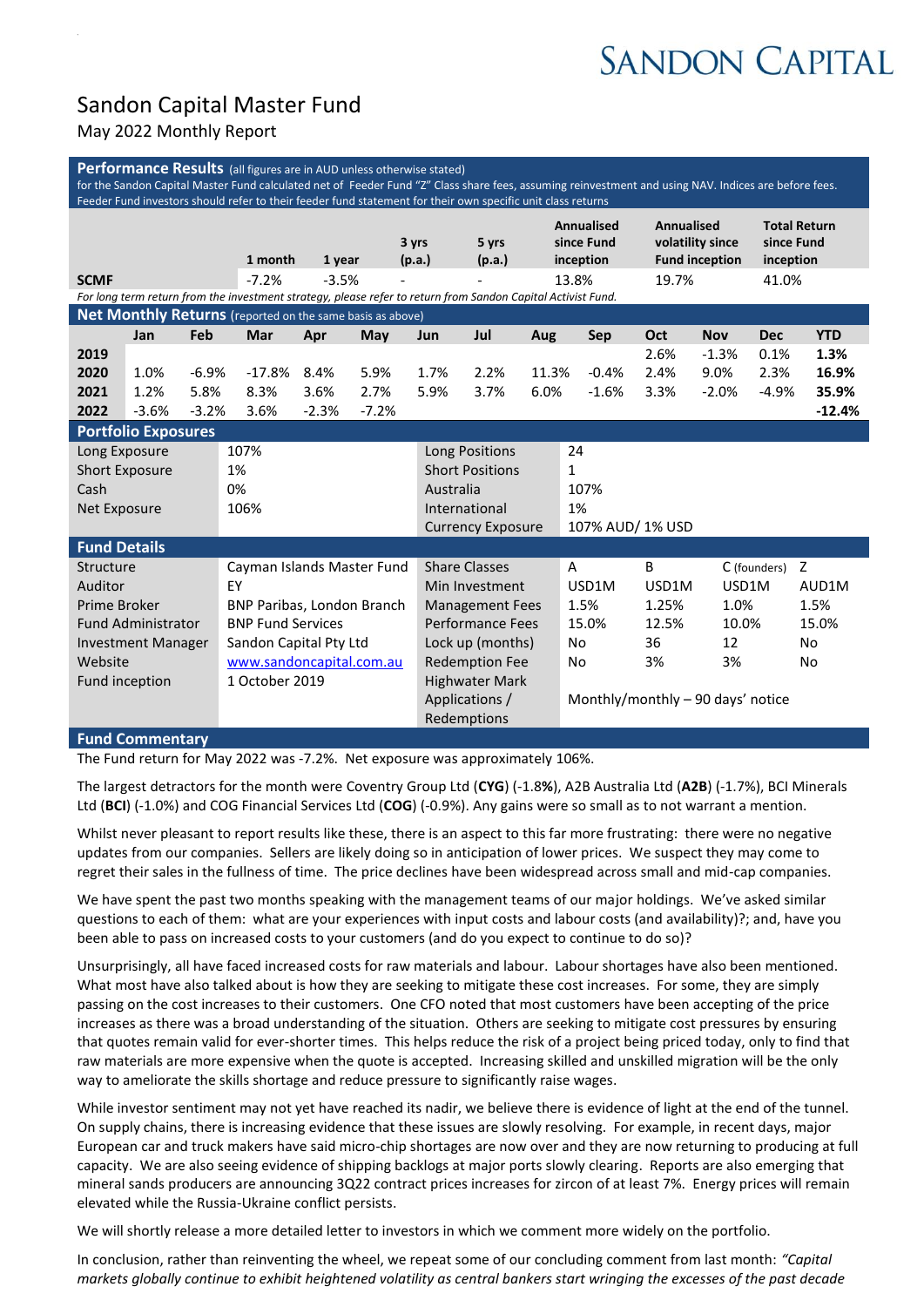SANDON CAPITAL

# Sandon Capital Master Fund

May 2022 Monthly Report

## Performance Results (all figures are in AUD unless otherwise stated)

for the Sandon Capital Master Fund calculated net of Feeder Fund "Z" Class share fees, assuming reinvestment and using NAV. Indices are before fees. Feeder Fund investors should refer to their feeder fund statement for their own specific unit class returns

| | 1 month | 1 year | 3 yrs (p.a.) | 5 yrs (p.a.) | Annualised since Fund inception | Annualised volatility since Fund inception | Total Return since Fund inception |
|---|---|---|---|---|---|---|---|
| **SCMF** | -7.2% | -3.5% | - | - | 13.8% | 19.7% | 41.0% |

*For long term return from the investment strategy, please refer to return from Sandon Capital Activist Fund.*

## Net Monthly Returns (reported on the same basis as above)

| | Jan | Feb | Mar | Apr | May | Jun | Jul | Aug | Sep | Oct | Nov | Dec | YTD |
|---|---|---|---|---|---|---|---|---|---|---|---|---|---|
| **2019** | | | | | | | | | | 2.6% | -1.3% | 0.1% | **1.3%** |
| **2020** | 1.0% | -6.9% | -17.8% | 8.4% | 5.9% | 1.7% | 2.2% | 11.3% | -0.4% | 2.4% | 9.0% | 2.3% | **16.9%** |
| **2021** | 1.2% | 5.8% | 8.3% | 3.6% | 2.7% | 5.9% | 3.7% | 6.0% | -1.6% | 3.3% | -2.0% | -4.9% | **35.9%** |
| **2022** | -3.6% | -3.2% | 3.6% | -2.3% | -7.2% | | | | | | | | **-12.4%** |

## Portfolio Exposures

| | | | |
|---|---|---|---|
| Long Exposure | 107% | Long Positions | 24 |
| Short Exposure | 1% | Short Positions | 1 |
| Cash | 0% | Australia | 107% |
| Net Exposure | 106% | International | 1% |
| | | Currency Exposure | 107% AUD/ 1% USD |

## Fund Details

| | | | A | B | C (founders) | Z |
|---|---|---|---|---|---|---|
| Structure | Cayman Islands Master Fund | Share Classes | A | B | C (founders) | Z |
| Auditor | EY | Min Investment | USD1M | USD1M | USD1M | AUD1M |
| Prime Broker | BNP Paribas, London Branch | Management Fees | 1.5% | 1.25% | 1.0% | 1.5% |
| Fund Administrator | BNP Fund Services | Performance Fees | 15.0% | 12.5% | 10.0% | 15.0% |
| Investment Manager | Sandon Capital Pty Ltd | Lock up (months) | No | 36 | 12 | No |
| Website | www.sandoncapital.com.au | Redemption Fee | No | 3% | 3% | No |
| Fund inception | 1 October 2019 | Highwater Mark | | | | |
| | | Applications / Redemptions | Monthly/monthly – 90 days' notice | | | |

## Fund Commentary

The Fund return for May 2022 was -7.2%. Net exposure was approximately 106%.

The largest detractors for the month were Coventry Group Ltd (**CYG**) (-1.8%), A2B Australia Ltd (**A2B**) (-1.7%), BCI Minerals Ltd (**BCI**) (-1.0%) and COG Financial Services Ltd (**COG**) (-0.9%). Any gains were so small as to not warrant a mention.

Whilst never pleasant to report results like these, there is an aspect to this far more frustrating: there were no negative updates from our companies. Sellers are likely doing so in anticipation of lower prices. We suspect they may come to regret their sales in the fullness of time. The price declines have been widespread across small and mid-cap companies.

We have spent the past two months speaking with the management teams of our major holdings. We've asked similar questions to each of them: what are your experiences with input costs and labour costs (and availability)?; and, have you been able to pass on increased costs to your customers (and do you expect to continue to do so)?

Unsurprisingly, all have faced increased costs for raw materials and labour. Labour shortages have also been mentioned. What most have also talked about is how they are seeking to mitigate these cost increases. For some, they are simply passing on the cost increases to their customers. One CFO noted that most customers have been accepting of the price increases as there was a broad understanding of the situation. Others are seeking to mitigate cost pressures by ensuring that quotes remain valid for ever-shorter times. This helps reduce the risk of a project being priced today, only to find that raw materials are more expensive when the quote is accepted. Increasing skilled and unskilled migration will be the only way to ameliorate the skills shortage and reduce pressure to significantly raise wages.

While investor sentiment may not yet have reached its nadir, we believe there is evidence of light at the end of the tunnel. On supply chains, there is increasing evidence that these issues are slowly resolving. For example, in recent days, major European car and truck makers have said micro-chip shortages are now over and they are now returning to producing at full capacity. We are also seeing evidence of shipping backlogs at major ports slowly clearing. Reports are also emerging that mineral sands producers are announcing 3Q22 contract prices increases for zircon of at least 7%. Energy prices will remain elevated while the Russia-Ukraine conflict persists.

We will shortly release a more detailed letter to investors in which we comment more widely on the portfolio.

In conclusion, rather than reinventing the wheel, we repeat some of our concluding comment from last month: *"Capital markets globally continue to exhibit heightened volatility as central bankers start wringing the excesses of the past decade*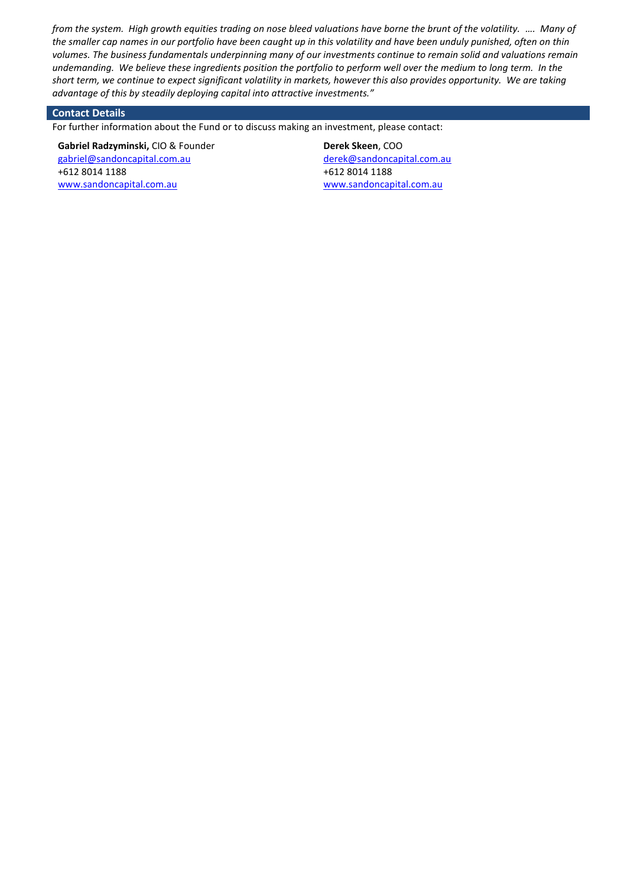*from the system. High growth equities trading on nose bleed valuations have borne the brunt of the volatility. …. Many of the smaller cap names in our portfolio have been caught up in this volatility and have been unduly punished, often on thin volumes. The business fundamentals underpinning many of our investments continue to remain solid and valuations remain undemanding. We believe these ingredients position the portfolio to perform well over the medium to long term. In the short term, we continue to expect significant volatility in markets, however this also provides opportunity. We are taking advantage of this by steadily deploying capital into attractive investments."*

## Contact Details

For further information about the Fund or to discuss making an investment, please contact:

**Gabriel Radzyminski,** CIO & Founder
gabriel@sandoncapital.com.au
+612 8014 1188
www.sandoncapital.com.au

**Derek Skeen**, COO
derek@sandoncapital.com.au
+612 8014 1188
www.sandoncapital.com.au